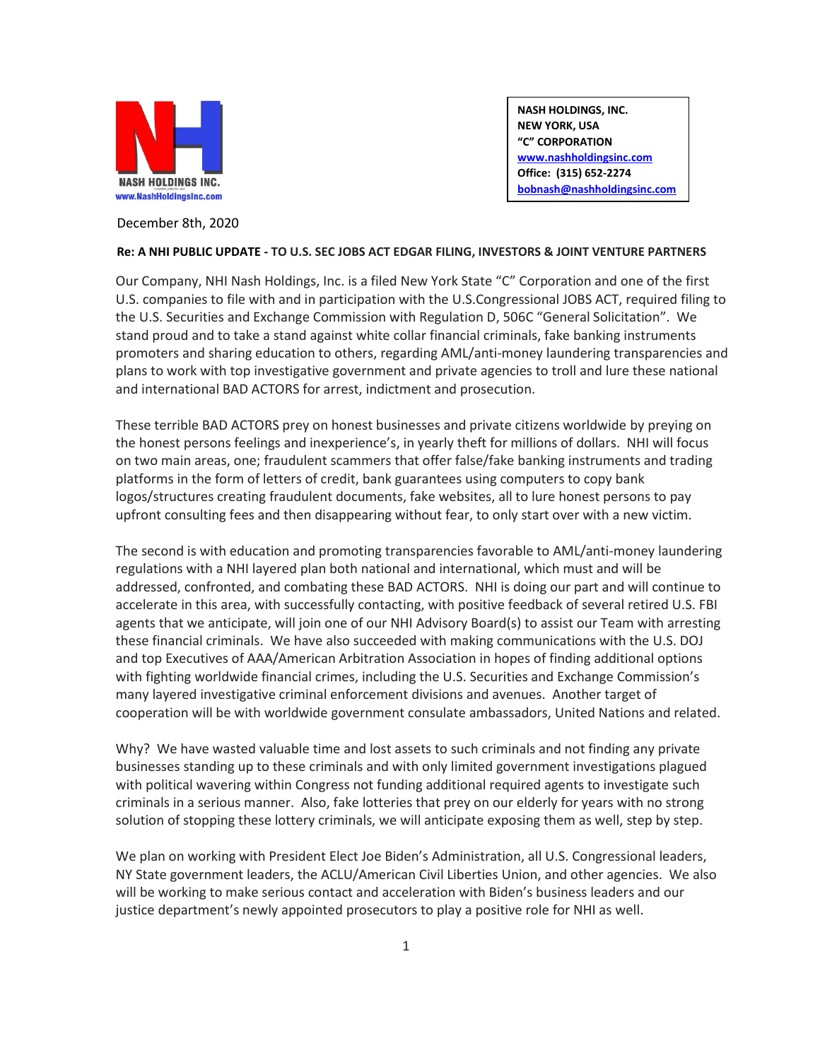NASH HOLDINGS INC.
www.NashHoldingsInc.com

**NASH HOLDINGS, INC.**
**NEW YORK, USA**
**"C" CORPORATION**
**www.nashholdingsinc.com**
**Office: (315) 652-2274**
**bobnash@nashholdingsinc.com**

December 8th, 2020

**Re: A NHI PUBLIC UPDATE - TO U.S. SEC JOBS ACT EDGAR FILING, INVESTORS & JOINT VENTURE PARTNERS**

Our Company, NHI Nash Holdings, Inc. is a filed New York State "C" Corporation and one of the first U.S. companies to file with and in participation with the U.S.Congressional JOBS ACT, required filing to the U.S. Securities and Exchange Commission with Regulation D, 506C "General Solicitation". We stand proud and to take a stand against white collar financial criminals, fake banking instruments promoters and sharing education to others, regarding AML/anti-money laundering transparencies and plans to work with top investigative government and private agencies to troll and lure these national and international BAD ACTORS for arrest, indictment and prosecution.

These terrible BAD ACTORS prey on honest businesses and private citizens worldwide by preying on the honest persons feelings and inexperience's, in yearly theft for millions of dollars. NHI will focus on two main areas, one; fraudulent scammers that offer false/fake banking instruments and trading platforms in the form of letters of credit, bank guarantees using computers to copy bank logos/structures creating fraudulent documents, fake websites, all to lure honest persons to pay upfront consulting fees and then disappearing without fear, to only start over with a new victim.

The second is with education and promoting transparencies favorable to AML/anti-money laundering regulations with a NHI layered plan both national and international, which must and will be addressed, confronted, and combating these BAD ACTORS. NHI is doing our part and will continue to accelerate in this area, with successfully contacting, with positive feedback of several retired U.S. FBI agents that we anticipate, will join one of our NHI Advisory Board(s) to assist our Team with arresting these financial criminals. We have also succeeded with making communications with the U.S. DOJ and top Executives of AAA/American Arbitration Association in hopes of finding additional options with fighting worldwide financial crimes, including the U.S. Securities and Exchange Commission's many layered investigative criminal enforcement divisions and avenues. Another target of cooperation will be with worldwide government consulate ambassadors, United Nations and related.

Why? We have wasted valuable time and lost assets to such criminals and not finding any private businesses standing up to these criminals and with only limited government investigations plagued with political wavering within Congress not funding additional required agents to investigate such criminals in a serious manner. Also, fake lotteries that prey on our elderly for years with no strong solution of stopping these lottery criminals, we will anticipate exposing them as well, step by step.

We plan on working with President Elect Joe Biden's Administration, all U.S. Congressional leaders, NY State government leaders, the ACLU/American Civil Liberties Union, and other agencies. We also will be working to make serious contact and acceleration with Biden's business leaders and our justice department's newly appointed prosecutors to play a positive role for NHI as well.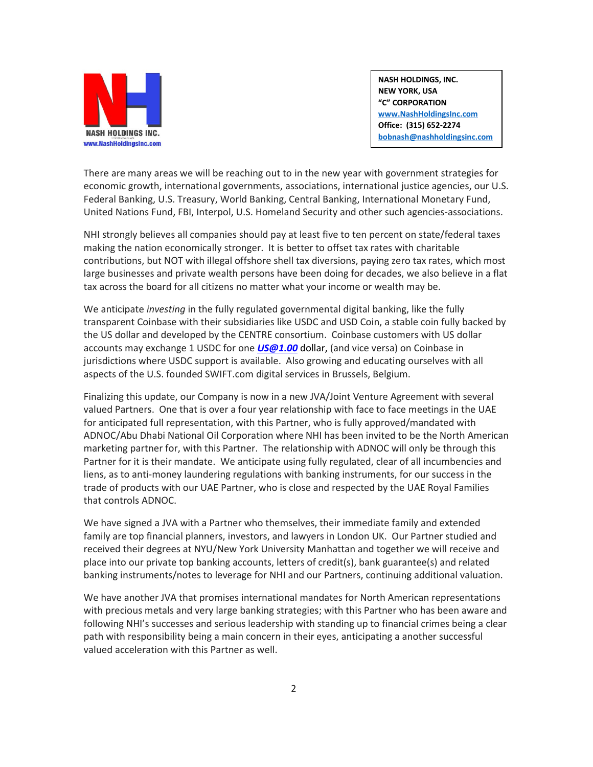**NASH HOLDINGS, INC.**
**NEW YORK, USA**
**"C" CORPORATION**
**[www.NashHoldingsInc.com](http://www.NashHoldingsInc.com)**
**Office: (315) 652-2274**
**[bobnash@nashholdingsinc.com](mailto:bobnash@nashholdingsinc.com)**

There are many areas we will be reaching out to in the new year with government strategies for economic growth, international governments, associations, international justice agencies, our U.S. Federal Banking, U.S. Treasury, World Banking, Central Banking, International Monetary Fund, United Nations Fund, FBI, Interpol, U.S. Homeland Security and other such agencies-associations.

NHI strongly believes all companies should pay at least five to ten percent on state/federal taxes making the nation economically stronger. It is better to offset tax rates with charitable contributions, but NOT with illegal offshore shell tax diversions, paying zero tax rates, which most large businesses and private wealth persons have been doing for decades, we also believe in a flat tax across the board for all citizens no matter what your income or wealth may be.

We anticipate *investing* in the fully regulated governmental digital banking, like the fully transparent Coinbase with their subsidiaries like USDC and USD Coin, a stable coin fully backed by the US dollar and developed by the CENTRE consortium. Coinbase customers with US dollar accounts may exchange 1 USDC for one ***US@1.00*** dollar, (and vice versa) on Coinbase in jurisdictions where USDC support is available. Also growing and educating ourselves with all aspects of the U.S. founded SWIFT.com digital services in Brussels, Belgium.

Finalizing this update, our Company is now in a new JVA/Joint Venture Agreement with several valued Partners. One that is over a four year relationship with face to face meetings in the UAE for anticipated full representation, with this Partner, who is fully approved/mandated with ADNOC/Abu Dhabi National Oil Corporation where NHI has been invited to be the North American marketing partner for, with this Partner. The relationship with ADNOC will only be through this Partner for it is their mandate. We anticipate using fully regulated, clear of all incumbencies and liens, as to anti-money laundering regulations with banking instruments, for our success in the trade of products with our UAE Partner, who is close and respected by the UAE Royal Families that controls ADNOC.

We have signed a JVA with a Partner who themselves, their immediate family and extended family are top financial planners, investors, and lawyers in London UK. Our Partner studied and received their degrees at NYU/New York University Manhattan and together we will receive and place into our private top banking accounts, letters of credit(s), bank guarantee(s) and related banking instruments/notes to leverage for NHI and our Partners, continuing additional valuation.

We have another JVA that promises international mandates for North American representations with precious metals and very large banking strategies; with this Partner who has been aware and following NHI's successes and serious leadership with standing up to financial crimes being a clear path with responsibility being a main concern in their eyes, anticipating a another successful valued acceleration with this Partner as well.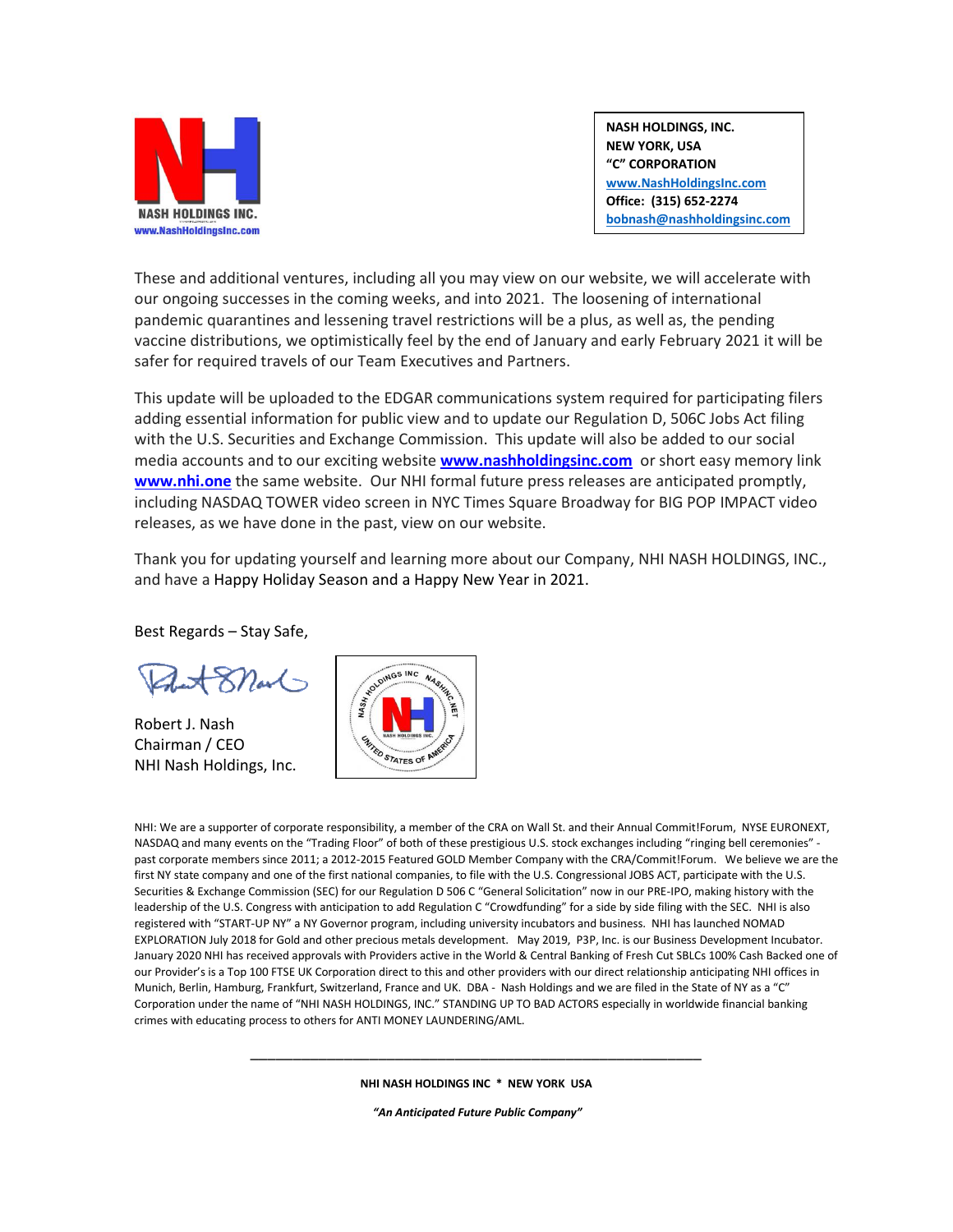NASH HOLDINGS INC.
www.NashHoldingsInc.com

**NASH HOLDINGS, INC.**
**NEW YORK, USA**
**"C" CORPORATION**
**www.NashHoldingsInc.com**
**Office: (315) 652-2274**
**bobnash@nashholdingsinc.com**

These and additional ventures, including all you may view on our website, we will accelerate with our ongoing successes in the coming weeks, and into 2021. The loosening of international pandemic quarantines and lessening travel restrictions will be a plus, as well as, the pending vaccine distributions, we optimistically feel by the end of January and early February 2021 it will be safer for required travels of our Team Executives and Partners.

This update will be uploaded to the EDGAR communications system required for participating filers adding essential information for public view and to update our Regulation D, 506C Jobs Act filing with the U.S. Securities and Exchange Commission. This update will also be added to our social media accounts and to our exciting website **www.nashholdingsinc.com** or short easy memory link **www.nhi.one** the same website. Our NHI formal future press releases are anticipated promptly, including NASDAQ TOWER video screen in NYC Times Square Broadway for BIG POP IMPACT video releases, as we have done in the past, view on our website.

Thank you for updating yourself and learning more about our Company, NHI NASH HOLDINGS, INC., and have a Happy Holiday Season and a Happy New Year in 2021.

Best Regards – Stay Safe,

Robert J. Nash
Chairman / CEO
NHI Nash Holdings, Inc.

NASH HOLDINGS INC NASHINC.NET NASH HOLDINGS INC. UNITED STATES OF AMERICA

NHI: We are a supporter of corporate responsibility, a member of the CRA on Wall St. and their Annual Commit!Forum, NYSE EURONEXT, NASDAQ and many events on the "Trading Floor" of both of these prestigious U.S. stock exchanges including "ringing bell ceremonies" - past corporate members since 2011; a 2012-2015 Featured GOLD Member Company with the CRA/Commit!Forum. We believe we are the first NY state company and one of the first national companies, to file with the U.S. Congressional JOBS ACT, participate with the U.S. Securities & Exchange Commission (SEC) for our Regulation D 506 C "General Solicitation" now in our PRE-IPO, making history with the leadership of the U.S. Congress with anticipation to add Regulation C "Crowdfunding" for a side by side filing with the SEC. NHI is also registered with "START-UP NY" a NY Governor program, including university incubators and business. NHI has launched NOMAD EXPLORATION July 2018 for Gold and other precious metals development. May 2019, P3P, Inc. is our Business Development Incubator. January 2020 NHI has received approvals with Providers active in the World & Central Banking of Fresh Cut SBLCs 100% Cash Backed one of our Provider's is a Top 100 FTSE UK Corporation direct to this and other providers with our direct relationship anticipating NHI offices in Munich, Berlin, Hamburg, Frankfurt, Switzerland, France and UK. DBA - Nash Holdings and we are filed in the State of NY as a "C" Corporation under the name of "NHI NASH HOLDINGS, INC." STANDING UP TO BAD ACTORS especially in worldwide financial banking crimes with educating process to others for ANTI MONEY LAUNDERING/AML.

**NHI NASH HOLDINGS INC * NEW YORK USA**

***"An Anticipated Future Public Company"***